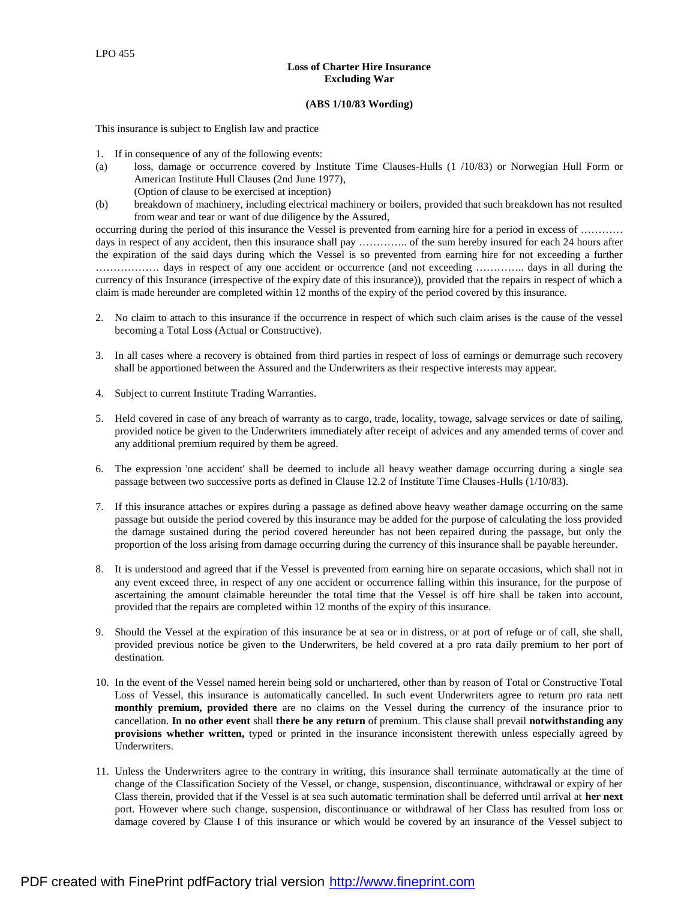LPO 455

**Loss of Charter Hire Insurance**
**Excluding War**

**(ABS 1/10/83 Wording)**

This insurance is subject to English law and practice

1. If in consequence of any of the following events:

(a) loss, damage or occurrence covered by Institute Time Clauses-Hulls (1 /10/83) or Norwegian Hull Form or American Institute Hull Clauses (2nd June 1977),
(Option of clause to be exercised at inception)

(b) breakdown of machinery, including electrical machinery or boilers, provided that such breakdown has not resulted from wear and tear or want of due diligence by the Assured,

occurring during the period of this insurance the Vessel is prevented from earning hire for a period in excess of ………… days in respect of any accident, then this insurance shall pay ………….. of the sum hereby insured for each 24 hours after the expiration of the said days during which the Vessel is so prevented from earning hire for not exceeding a further ……………… days in respect of any one accident or occurrence (and not exceeding ………….. days in all during the currency of this Insurance (irrespective of the expiry date of this insurance)), provided that the repairs in respect of which a claim is made hereunder are completed within 12 months of the expiry of the period covered by this insurance.

2. No claim to attach to this insurance if the occurrence in respect of which such claim arises is the cause of the vessel becoming a Total Loss (Actual or Constructive).

3. In all cases where a recovery is obtained from third parties in respect of loss of earnings or demurrage such recovery shall be apportioned between the Assured and the Underwriters as their respective interests may appear.

4. Subject to current Institute Trading Warranties.

5. Held covered in case of any breach of warranty as to cargo, trade, locality, towage, salvage services or date of sailing, provided notice be given to the Underwriters immediately after receipt of advices and any amended terms of cover and any additional premium required by them be agreed.

6. The expression 'one accident' shall be deemed to include all heavy weather damage occurring during a single sea passage between two successive ports as defined in Clause 12.2 of Institute Time Clauses-Hulls (1/10/83).

7. If this insurance attaches or expires during a passage as defined above heavy weather damage occurring on the same passage but outside the period covered by this insurance may be added for the purpose of calculating the loss provided the damage sustained during the period covered hereunder has not been repaired during the passage, but only the proportion of the loss arising from damage occurring during the currency of this insurance shall be payable hereunder.

8. It is understood and agreed that if the Vessel is prevented from earning hire on separate occasions, which shall not in any event exceed three, in respect of any one accident or occurrence falling within this insurance, for the purpose of ascertaining the amount claimable hereunder the total time that the Vessel is off hire shall be taken into account, provided that the repairs are completed within 12 months of the expiry of this insurance.

9. Should the Vessel at the expiration of this insurance be at sea or in distress, or at port of refuge or of call, she shall, provided previous notice be given to the Underwriters, be held covered at a pro rata daily premium to her port of destination.

10. In the event of the Vessel named herein being sold or unchartered, other than by reason of Total or Constructive Total Loss of Vessel, this insurance is automatically cancelled. In such event Underwriters agree to return pro rata nett **monthly premium, provided there** are no claims on the Vessel during the currency of the insurance prior to cancellation. **In no other event** shall **there be any return** of premium. This clause shall prevail **notwithstanding any provisions whether written,** typed or printed in the insurance inconsistent therewith unless especially agreed by Underwriters.

11. Unless the Underwriters agree to the contrary in writing, this insurance shall terminate automatically at the time of change of the Classification Society of the Vessel, or change, suspension, discontinuance, withdrawal or expiry of her Class therein, provided that if the Vessel is at sea such automatic termination shall be deferred until arrival at **her next** port. However where such change, suspension, discontinuance or withdrawal of her Class has resulted from loss or damage covered by Clause I of this insurance or which would be covered by an insurance of the Vessel subject to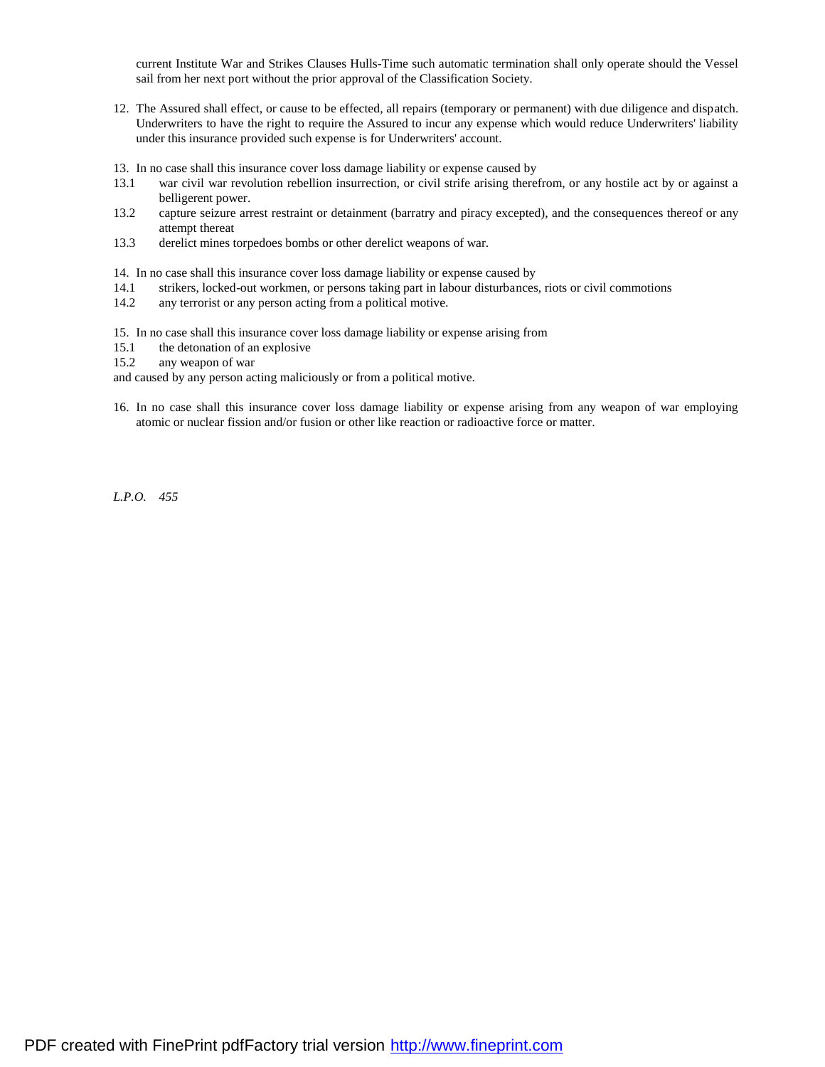current Institute War and Strikes Clauses Hulls-Time such automatic termination shall only operate should the Vessel sail from her next port without the prior approval of the Classification Society.

12. The Assured shall effect, or cause to be effected, all repairs (temporary or permanent) with due diligence and dispatch. Underwriters to have the right to require the Assured to incur any expense which would reduce Underwriters' liability under this insurance provided such expense is for Underwriters' account.

13. In no case shall this insurance cover loss damage liability or expense caused by

13.1 war civil war revolution rebellion insurrection, or civil strife arising therefrom, or any hostile act by or against a belligerent power.

13.2 capture seizure arrest restraint or detainment (barratry and piracy excepted), and the consequences thereof or any attempt thereat

13.3 derelict mines torpedoes bombs or other derelict weapons of war.

14. In no case shall this insurance cover loss damage liability or expense caused by

14.1 strikers, locked-out workmen, or persons taking part in labour disturbances, riots or civil commotions

14.2 any terrorist or any person acting from a political motive.

15. In no case shall this insurance cover loss damage liability or expense arising from

15.1 the detonation of an explosive

15.2 any weapon of war

and caused by any person acting maliciously or from a political motive.

16. In no case shall this insurance cover loss damage liability or expense arising from any weapon of war employing atomic or nuclear fission and/or fusion or other like reaction or radioactive force or matter.

*L.P.O. 455*